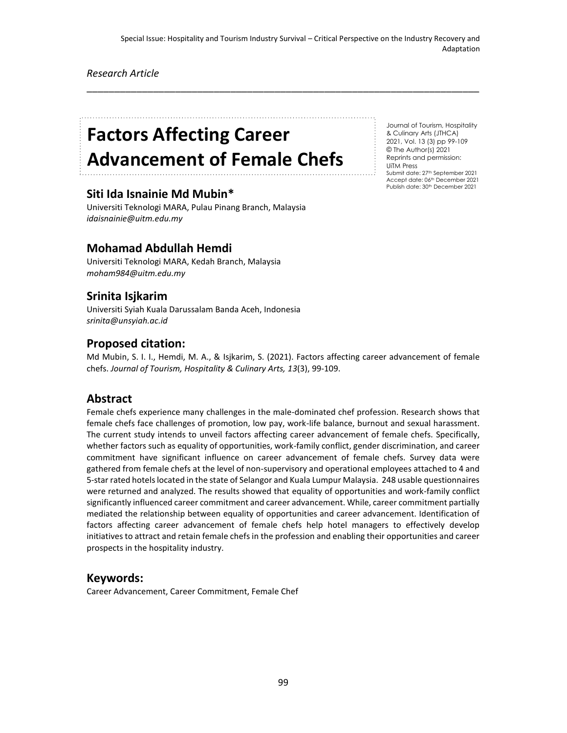Special Issue: Hospitality and Tourism Industry Survival – Critical Perspective on the Industry Recovery and Adaptation

*Research Article*

# Factors Affecting Career Advancement of Female Chefs

Journal of Tourism, Hospitality & Culinary Arts (JTHCA)
2021, Vol. 13 (3) pp 99-109
© The Author(s) 2021
Reprints and permission: UiTM Press
Submit date: 27th September 2021
Accept date: 06th December 2021
Publish date: 30th December 2021

## Siti Ida Isnainie Md Mubin*

Universiti Teknologi MARA, Pulau Pinang Branch, Malaysia
*idaisnainie@uitm.edu.my*

## Mohamad Abdullah Hemdi

Universiti Teknologi MARA, Kedah Branch, Malaysia
*moham984@uitm.edu.my*

## Srinita Isjkarim

Universiti Syiah Kuala Darussalam Banda Aceh, Indonesia
*srinita@unsyiah.ac.id*

## Proposed citation:

Md Mubin, S. I. I., Hemdi, M. A., & Isjkarim, S. (2021). Factors affecting career advancement of female chefs. *Journal of Tourism, Hospitality & Culinary Arts, 13*(3), 99-109.

## Abstract

Female chefs experience many challenges in the male-dominated chef profession. Research shows that female chefs face challenges of promotion, low pay, work-life balance, burnout and sexual harassment. The current study intends to unveil factors affecting career advancement of female chefs. Specifically, whether factors such as equality of opportunities, work-family conflict, gender discrimination, and career commitment have significant influence on career advancement of female chefs. Survey data were gathered from female chefs at the level of non-supervisory and operational employees attached to 4 and 5-star rated hotels located in the state of Selangor and Kuala Lumpur Malaysia. 248 usable questionnaires were returned and analyzed. The results showed that equality of opportunities and work-family conflict significantly influenced career commitment and career advancement. While, career commitment partially mediated the relationship between equality of opportunities and career advancement. Identification of factors affecting career advancement of female chefs help hotel managers to effectively develop initiatives to attract and retain female chefs in the profession and enabling their opportunities and career prospects in the hospitality industry.

## Keywords:

Career Advancement, Career Commitment, Female Chef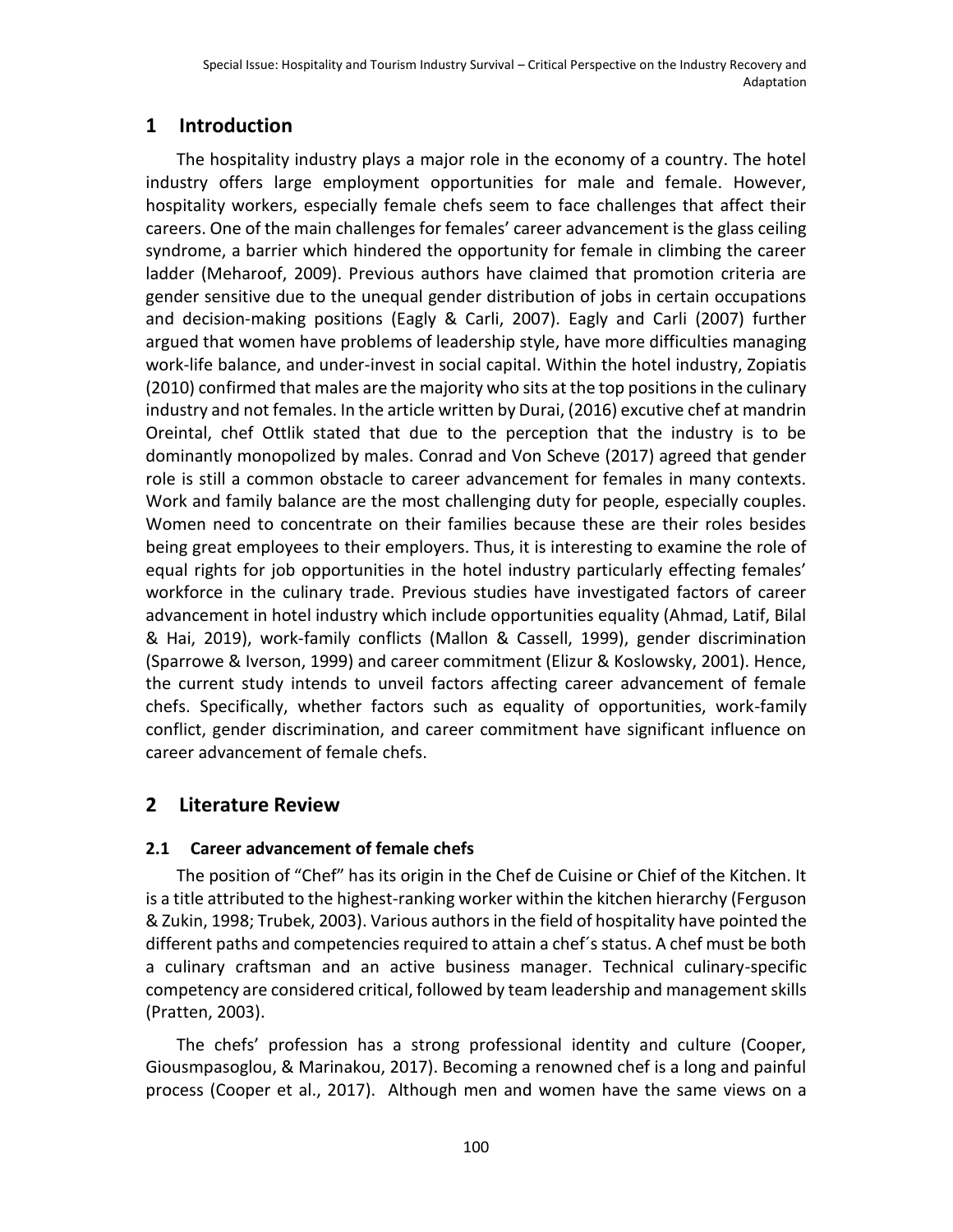## 1 Introduction

The hospitality industry plays a major role in the economy of a country. The hotel industry offers large employment opportunities for male and female. However, hospitality workers, especially female chefs seem to face challenges that affect their careers. One of the main challenges for females' career advancement is the glass ceiling syndrome, a barrier which hindered the opportunity for female in climbing the career ladder (Meharoof, 2009). Previous authors have claimed that promotion criteria are gender sensitive due to the unequal gender distribution of jobs in certain occupations and decision-making positions (Eagly & Carli, 2007). Eagly and Carli (2007) further argued that women have problems of leadership style, have more difficulties managing work-life balance, and under-invest in social capital. Within the hotel industry, Zopiatis (2010) confirmed that males are the majority who sits at the top positions in the culinary industry and not females. In the article written by Durai, (2016) excutive chef at mandrin Oreintal, chef Ottlik stated that due to the perception that the industry is to be dominantly monopolized by males. Conrad and Von Scheve (2017) agreed that gender role is still a common obstacle to career advancement for females in many contexts. Work and family balance are the most challenging duty for people, especially couples. Women need to concentrate on their families because these are their roles besides being great employees to their employers. Thus, it is interesting to examine the role of equal rights for job opportunities in the hotel industry particularly effecting females' workforce in the culinary trade. Previous studies have investigated factors of career advancement in hotel industry which include opportunities equality (Ahmad, Latif, Bilal & Hai, 2019), work-family conflicts (Mallon & Cassell, 1999), gender discrimination (Sparrowe & Iverson, 1999) and career commitment (Elizur & Koslowsky, 2001). Hence, the current study intends to unveil factors affecting career advancement of female chefs. Specifically, whether factors such as equality of opportunities, work-family conflict, gender discrimination, and career commitment have significant influence on career advancement of female chefs.

## 2 Literature Review

### 2.1 Career advancement of female chefs

The position of "Chef" has its origin in the Chef de Cuisine or Chief of the Kitchen. It is a title attributed to the highest-ranking worker within the kitchen hierarchy (Ferguson & Zukin, 1998; Trubek, 2003). Various authors in the field of hospitality have pointed the different paths and competencies required to attain a chef´s status. A chef must be both a culinary craftsman and an active business manager. Technical culinary-specific competency are considered critical, followed by team leadership and management skills (Pratten, 2003).

The chefs' profession has a strong professional identity and culture (Cooper, Giousmpasoglou, & Marinakou, 2017). Becoming a renowned chef is a long and painful process (Cooper et al., 2017). Although men and women have the same views on a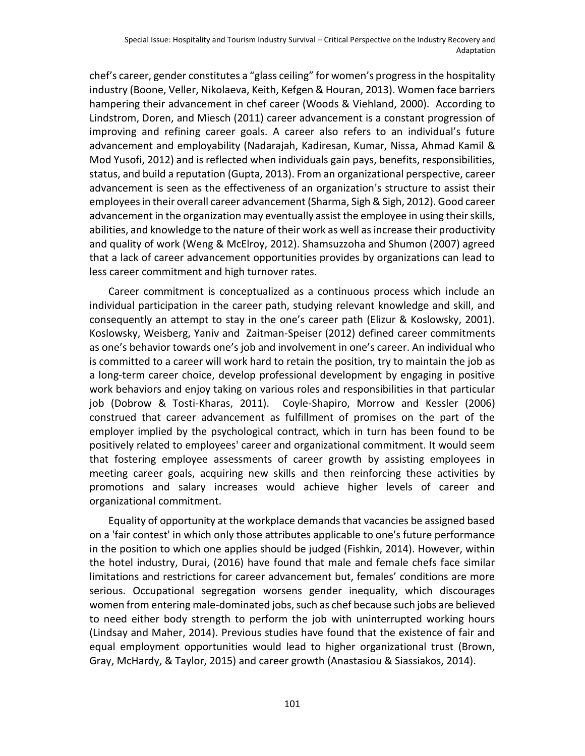chef's career, gender constitutes a "glass ceiling" for women's progress in the hospitality industry (Boone, Veller, Nikolaeva, Keith, Kefgen & Houran, 2013). Women face barriers hampering their advancement in chef career (Woods & Viehland, 2000). According to Lindstrom, Doren, and Miesch (2011) career advancement is a constant progression of improving and refining career goals. A career also refers to an individual's future advancement and employability (Nadarajah, Kadiresan, Kumar, Nissa, Ahmad Kamil & Mod Yusofi, 2012) and is reflected when individuals gain pays, benefits, responsibilities, status, and build a reputation (Gupta, 2013). From an organizational perspective, career advancement is seen as the effectiveness of an organization's structure to assist their employees in their overall career advancement (Sharma, Sigh & Sigh, 2012). Good career advancement in the organization may eventually assist the employee in using their skills, abilities, and knowledge to the nature of their work as well as increase their productivity and quality of work (Weng & McElroy, 2012). Shamsuzzoha and Shumon (2007) agreed that a lack of career advancement opportunities provides by organizations can lead to less career commitment and high turnover rates.

Career commitment is conceptualized as a continuous process which include an individual participation in the career path, studying relevant knowledge and skill, and consequently an attempt to stay in the one's career path (Elizur & Koslowsky, 2001). Koslowsky, Weisberg, Yaniv and Zaitman-Speiser (2012) defined career commitments as one's behavior towards one's job and involvement in one's career. An individual who is committed to a career will work hard to retain the position, try to maintain the job as a long-term career choice, develop professional development by engaging in positive work behaviors and enjoy taking on various roles and responsibilities in that particular job (Dobrow & Tosti-Kharas, 2011). Coyle-Shapiro, Morrow and Kessler (2006) construed that career advancement as fulfillment of promises on the part of the employer implied by the psychological contract, which in turn has been found to be positively related to employees' career and organizational commitment. It would seem that fostering employee assessments of career growth by assisting employees in meeting career goals, acquiring new skills and then reinforcing these activities by promotions and salary increases would achieve higher levels of career and organizational commitment.

Equality of opportunity at the workplace demands that vacancies be assigned based on a 'fair contest' in which only those attributes applicable to one's future performance in the position to which one applies should be judged (Fishkin, 2014). However, within the hotel industry, Durai, (2016) have found that male and female chefs face similar limitations and restrictions for career advancement but, females' conditions are more serious. Occupational segregation worsens gender inequality, which discourages women from entering male-dominated jobs, such as chef because such jobs are believed to need either body strength to perform the job with uninterrupted working hours (Lindsay and Maher, 2014). Previous studies have found that the existence of fair and equal employment opportunities would lead to higher organizational trust (Brown, Gray, McHardy, & Taylor, 2015) and career growth (Anastasiou & Siassiakos, 2014).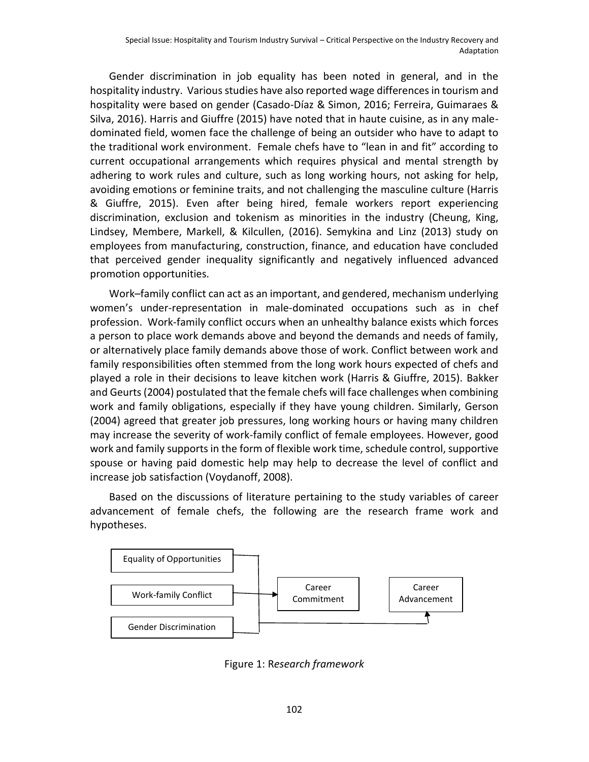Gender discrimination in job equality has been noted in general, and in the hospitality industry. Various studies have also reported wage differences in tourism and hospitality were based on gender (Casado-Díaz & Simon, 2016; Ferreira, Guimaraes & Silva, 2016). Harris and Giuffre (2015) have noted that in haute cuisine, as in any male-dominated field, women face the challenge of being an outsider who have to adapt to the traditional work environment. Female chefs have to "lean in and fit" according to current occupational arrangements which requires physical and mental strength by adhering to work rules and culture, such as long working hours, not asking for help, avoiding emotions or feminine traits, and not challenging the masculine culture (Harris & Giuffre, 2015). Even after being hired, female workers report experiencing discrimination, exclusion and tokenism as minorities in the industry (Cheung, King, Lindsey, Membere, Markell, & Kilcullen, (2016). Semykina and Linz (2013) study on employees from manufacturing, construction, finance, and education have concluded that perceived gender inequality significantly and negatively influenced advanced promotion opportunities.

Work–family conflict can act as an important, and gendered, mechanism underlying women's under-representation in male-dominated occupations such as in chef profession. Work-family conflict occurs when an unhealthy balance exists which forces a person to place work demands above and beyond the demands and needs of family, or alternatively place family demands above those of work. Conflict between work and family responsibilities often stemmed from the long work hours expected of chefs and played a role in their decisions to leave kitchen work (Harris & Giuffre, 2015). Bakker and Geurts (2004) postulated that the female chefs will face challenges when combining work and family obligations, especially if they have young children. Similarly, Gerson (2004) agreed that greater job pressures, long working hours or having many children may increase the severity of work-family conflict of female employees. However, good work and family supports in the form of flexible work time, schedule control, supportive spouse or having paid domestic help may help to decrease the level of conflict and increase job satisfaction (Voydanoff, 2008).

Based on the discussions of literature pertaining to the study variables of career advancement of female chefs, the following are the research frame work and hypotheses.

Equality of Opportunities

Work-family Conflict

Gender Discrimination

Career Commitment

Career Advancement

Figure 1: R*esearch framework*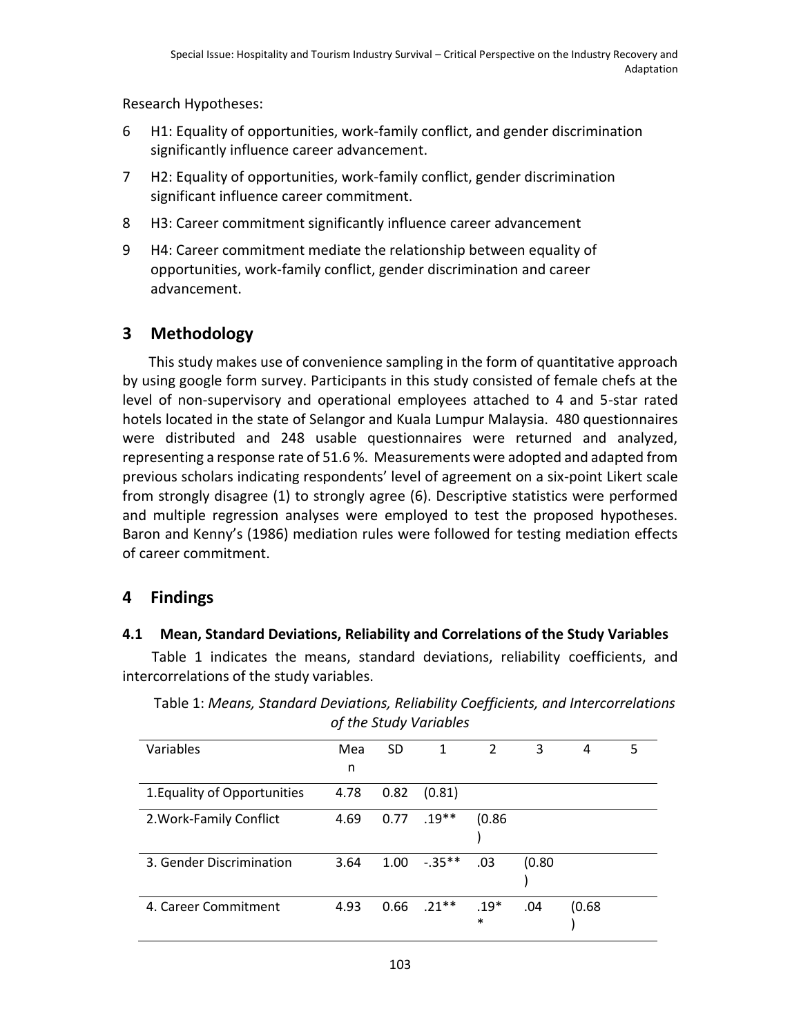Research Hypotheses:

6 H1: Equality of opportunities, work-family conflict, and gender discrimination significantly influence career advancement.

7 H2: Equality of opportunities, work-family conflict, gender discrimination significant influence career commitment.

8 H3: Career commitment significantly influence career advancement

9 H4: Career commitment mediate the relationship between equality of opportunities, work-family conflict, gender discrimination and career advancement.

## 3 Methodology

This study makes use of convenience sampling in the form of quantitative approach by using google form survey. Participants in this study consisted of female chefs at the level of non-supervisory and operational employees attached to 4 and 5-star rated hotels located in the state of Selangor and Kuala Lumpur Malaysia. 480 questionnaires were distributed and 248 usable questionnaires were returned and analyzed, representing a response rate of 51.6 %. Measurements were adopted and adapted from previous scholars indicating respondents' level of agreement on a six-point Likert scale from strongly disagree (1) to strongly agree (6). Descriptive statistics were performed and multiple regression analyses were employed to test the proposed hypotheses. Baron and Kenny's (1986) mediation rules were followed for testing mediation effects of career commitment.

## 4 Findings

### 4.1 Mean, Standard Deviations, Reliability and Correlations of the Study Variables

Table 1 indicates the means, standard deviations, reliability coefficients, and intercorrelations of the study variables.

Table 1: *Means, Standard Deviations, Reliability Coefficients, and Intercorrelations of the Study Variables*

| Variables | Mean | SD | 1 | 2 | 3 | 4 | 5 |
|---|---|---|---|---|---|---|---|
| 1.Equality of Opportunities | 4.78 | 0.82 | (0.81) | | | | |
| 2.Work-Family Conflict | 4.69 | 0.77 | .19** | (0.86) | | | |
| 3. Gender Discrimination | 3.64 | 1.00 | -.35** | .03 | (0.80) | | |
| 4. Career Commitment | 4.93 | 0.66 | .21** | .19** | .04 | (0.68) | |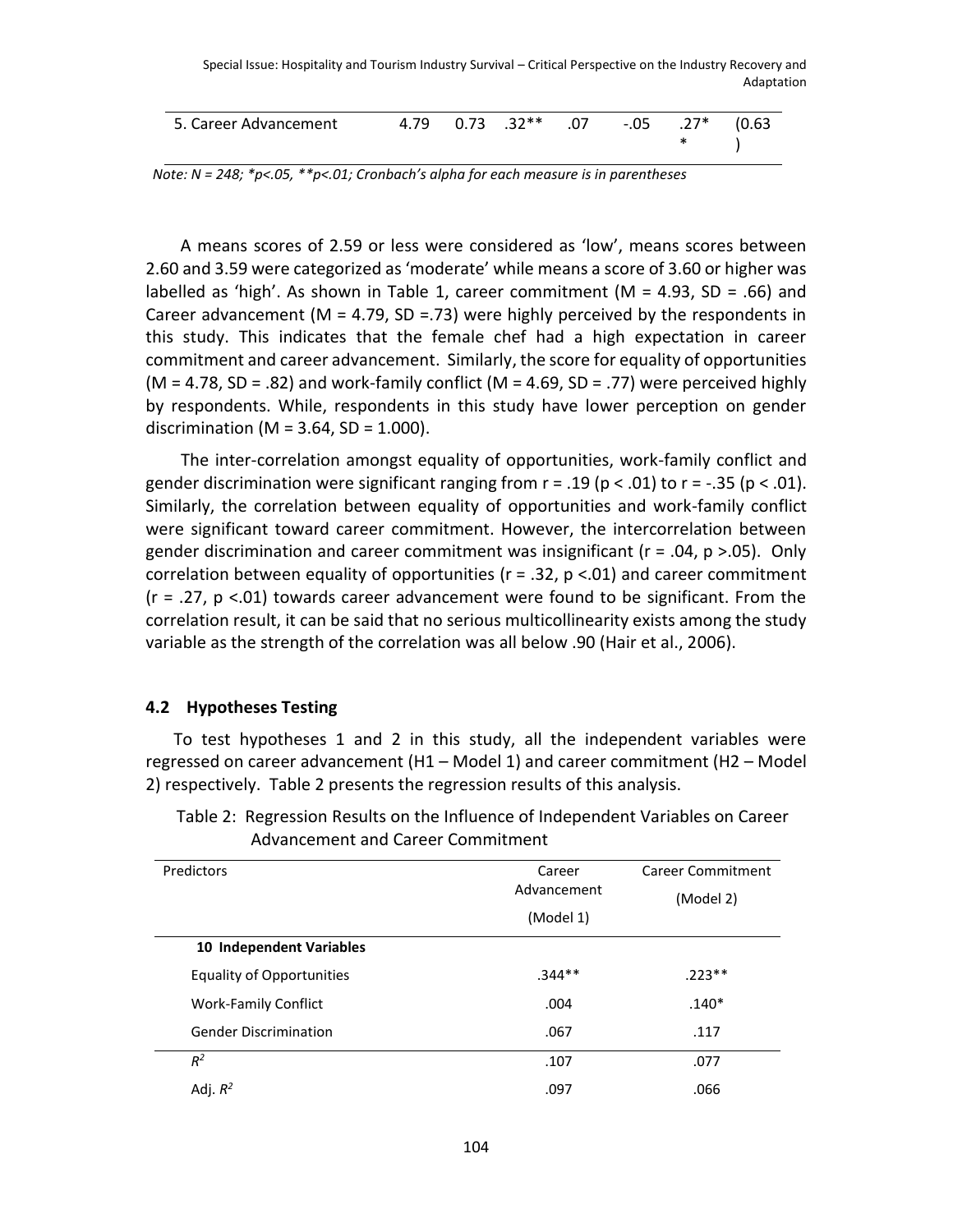| 5. Career Advancement | 4.79 | 0.73 | .32** | .07 | -.05 | .27** | (0.63) |
|---|---|---|---|---|---|---|---|

*Note: N = 248; *p<.05, **p<.01; Cronbach's alpha for each measure is in parentheses*

A means scores of 2.59 or less were considered as 'low', means scores between 2.60 and 3.59 were categorized as 'moderate' while means a score of 3.60 or higher was labelled as 'high'. As shown in Table 1, career commitment (M = 4.93, SD = .66) and Career advancement (M = 4.79, SD =.73) were highly perceived by the respondents in this study. This indicates that the female chef had a high expectation in career commitment and career advancement. Similarly, the score for equality of opportunities (M = 4.78, SD = .82) and work-family conflict (M = 4.69, SD = .77) were perceived highly by respondents. While, respondents in this study have lower perception on gender discrimination (M = 3.64, SD = 1.000).

The inter-correlation amongst equality of opportunities, work-family conflict and gender discrimination were significant ranging from $r = .19$ ($p < .01$) to $r = -.35$ ($p < .01$). Similarly, the correlation between equality of opportunities and work-family conflict were significant toward career commitment. However, the intercorrelation between gender discrimination and career commitment was insignificant ($r = .04$, $p > .05$). Only correlation between equality of opportunities ($r = .32$, $p < .01$) and career commitment ($r = .27$, $p < .01$) towards career advancement were found to be significant. From the correlation result, it can be said that no serious multicollinearity exists among the study variable as the strength of the correlation was all below .90 (Hair et al., 2006).

### 4.2 Hypotheses Testing

To test hypotheses 1 and 2 in this study, all the independent variables were regressed on career advancement (H1 – Model 1) and career commitment (H2 – Model 2) respectively. Table 2 presents the regression results of this analysis.

Table 2: Regression Results on the Influence of Independent Variables on Career Advancement and Career Commitment

| Predictors | Career Advancement (Model 1) | Career Commitment (Model 2) |
|---|---|---|
| **10 Independent Variables** | | |
| Equality of Opportunities | .344** | .223** |
| Work-Family Conflict | .004 | .140* |
| Gender Discrimination | .067 | .117 |
| $R^2$ | .107 | .077 |
| Adj. $R^2$ | .097 | .066 |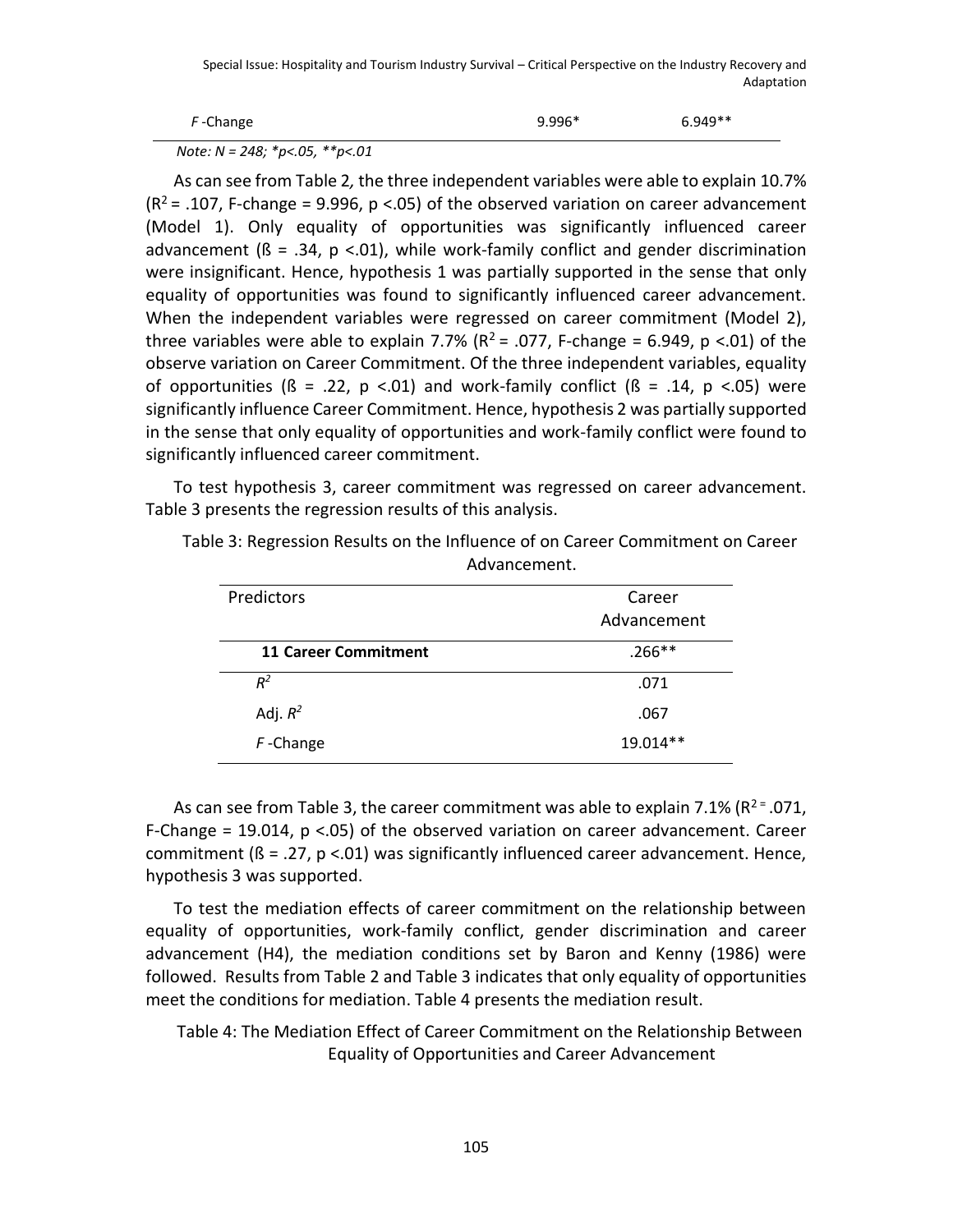| | | |
|---|---|---|
| *F* -Change | 9.996* | 6.949** |

*Note: N = 248; *p<.05, **p<.01*

As can see from Table 2*,* the three independent variables were able to explain 10.7% ($R^2$ = .107, F-change = 9.996, p <.05) of the observed variation on career advancement (Model 1). Only equality of opportunities was significantly influenced career advancement (ß = .34, p <.01), while work-family conflict and gender discrimination were insignificant. Hence, hypothesis 1 was partially supported in the sense that only equality of opportunities was found to significantly influenced career advancement. When the independent variables were regressed on career commitment (Model 2), three variables were able to explain 7.7% ($R^2$ = .077, F-change = 6.949, p <.01) of the observe variation on Career Commitment. Of the three independent variables, equality of opportunities (ß = .22, p <.01) and work-family conflict (ß = .14, p <.05) were significantly influence Career Commitment. Hence, hypothesis 2 was partially supported in the sense that only equality of opportunities and work-family conflict were found to significantly influenced career commitment.

To test hypothesis 3, career commitment was regressed on career advancement. Table 3 presents the regression results of this analysis.

Table 3: Regression Results on the Influence of on Career Commitment on Career Advancement.

| Predictors | Career Advancement |
|---|---|
| **11 Career Commitment** | .266** |
| $R^2$ | .071 |
| Adj. $R^2$ | .067 |
| *F* -Change | 19.014** |

As can see from Table 3, the career commitment was able to explain 7.1% ($R^2$ = .071, F-Change = 19.014, p <.05) of the observed variation on career advancement. Career commitment (ß = .27, p <.01) was significantly influenced career advancement. Hence, hypothesis 3 was supported.

To test the mediation effects of career commitment on the relationship between equality of opportunities, work-family conflict, gender discrimination and career advancement (H4), the mediation conditions set by Baron and Kenny (1986) were followed. Results from Table 2 and Table 3 indicates that only equality of opportunities meet the conditions for mediation. Table 4 presents the mediation result.

Table 4: The Mediation Effect of Career Commitment on the Relationship Between Equality of Opportunities and Career Advancement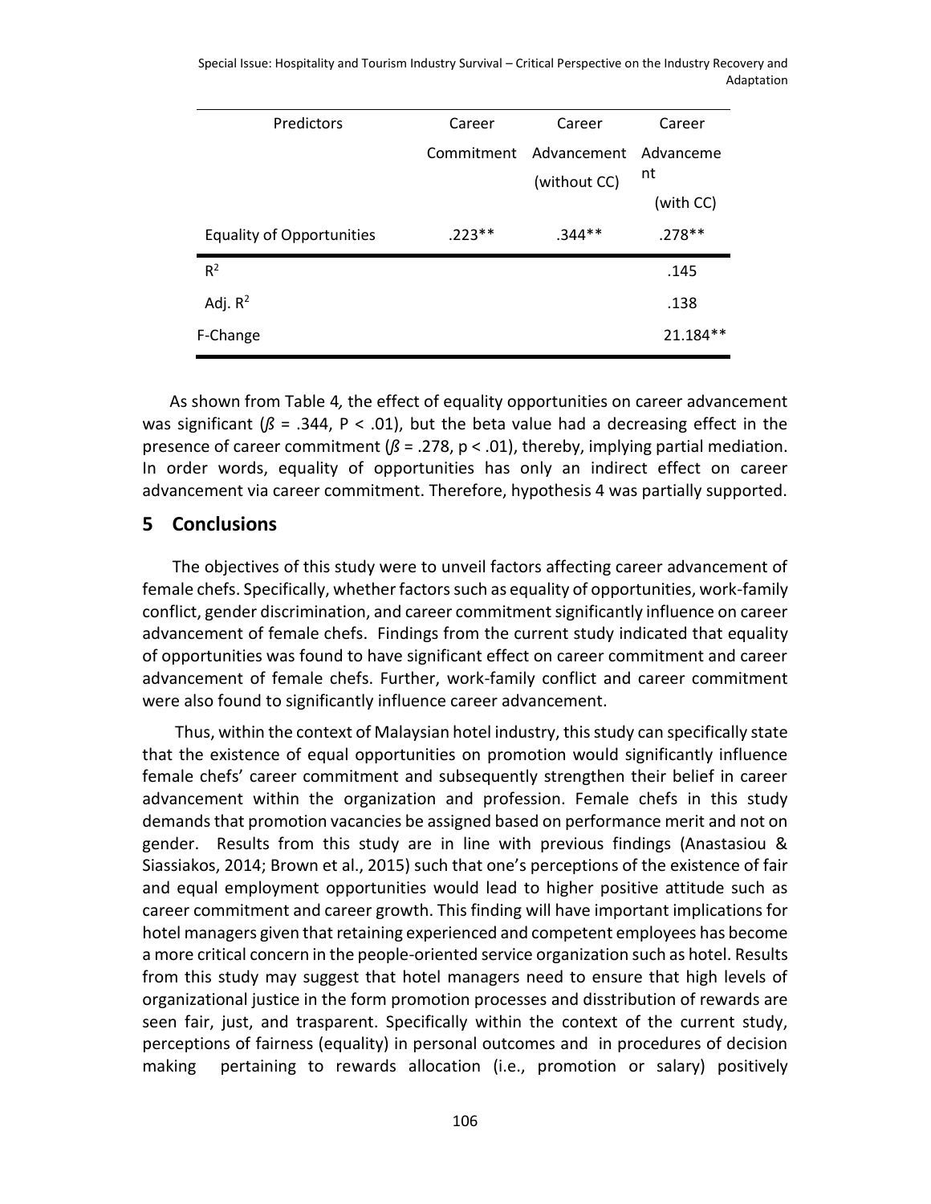| Predictors | Career Commitment | Career Advancement (without CC) | Career Advanceme nt (with CC) |
|---|---|---|---|
| Equality of Opportunities | .223** | .344** | .278** |
| $R^2$ | | | .145 |
| Adj. $R^2$ | | | .138 |
| F-Change | | | 21.184** |

As shown from Table 4*,* the effect of equality opportunities on career advancement was significant (*ß* = .344, P < .01), but the beta value had a decreasing effect in the presence of career commitment (*ß* = .278, p < .01), thereby, implying partial mediation. In order words, equality of opportunities has only an indirect effect on career advancement via career commitment. Therefore, hypothesis 4 was partially supported.

## 5 Conclusions

The objectives of this study were to unveil factors affecting career advancement of female chefs. Specifically, whether factors such as equality of opportunities, work-family conflict, gender discrimination, and career commitment significantly influence on career advancement of female chefs. Findings from the current study indicated that equality of opportunities was found to have significant effect on career commitment and career advancement of female chefs. Further, work-family conflict and career commitment were also found to significantly influence career advancement.

Thus, within the context of Malaysian hotel industry, this study can specifically state that the existence of equal opportunities on promotion would significantly influence female chefs' career commitment and subsequently strengthen their belief in career advancement within the organization and profession. Female chefs in this study demands that promotion vacancies be assigned based on performance merit and not on gender. Results from this study are in line with previous findings (Anastasiou & Siassiakos, 2014; Brown et al., 2015) such that one's perceptions of the existence of fair and equal employment opportunities would lead to higher positive attitude such as career commitment and career growth. This finding will have important implications for hotel managers given that retaining experienced and competent employees has become a more critical concern in the people-oriented service organization such as hotel. Results from this study may suggest that hotel managers need to ensure that high levels of organizational justice in the form promotion processes and disstribution of rewards are seen fair, just, and trasparent. Specifically within the context of the current study, perceptions of fairness (equality) in personal outcomes and in procedures of decision making pertaining to rewards allocation (i.e., promotion or salary) positively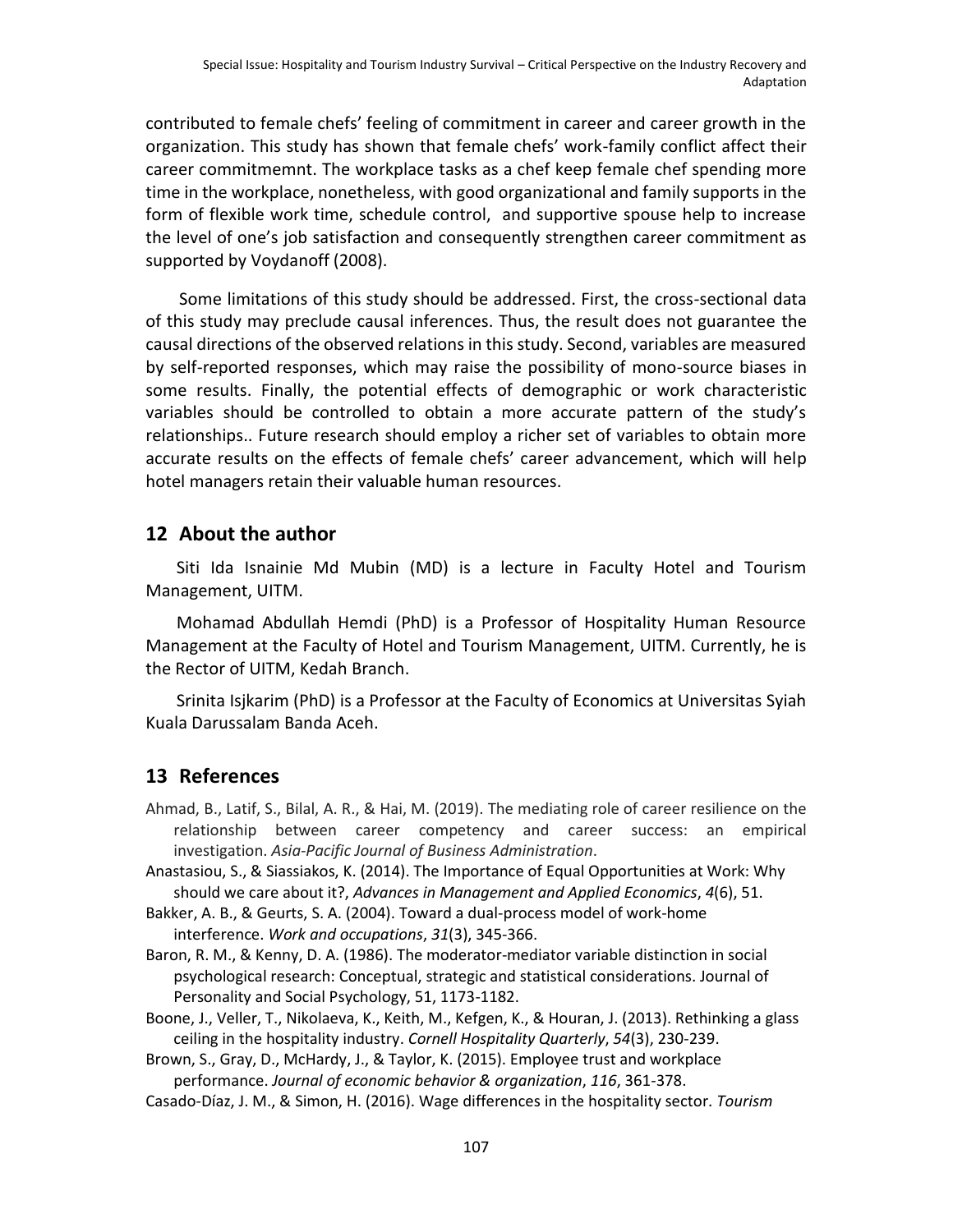contributed to female chefs' feeling of commitment in career and career growth in the organization. This study has shown that female chefs' work-family conflict affect their career commitmemnt. The workplace tasks as a chef keep female chef spending more time in the workplace, nonetheless, with good organizational and family supports in the form of flexible work time, schedule control, and supportive spouse help to increase the level of one's job satisfaction and consequently strengthen career commitment as supported by Voydanoff (2008).

Some limitations of this study should be addressed. First, the cross-sectional data of this study may preclude causal inferences. Thus, the result does not guarantee the causal directions of the observed relations in this study. Second, variables are measured by self-reported responses, which may raise the possibility of mono-source biases in some results. Finally, the potential effects of demographic or work characteristic variables should be controlled to obtain a more accurate pattern of the study's relationships.. Future research should employ a richer set of variables to obtain more accurate results on the effects of female chefs' career advancement, which will help hotel managers retain their valuable human resources.

## 12 About the author

Siti Ida Isnainie Md Mubin (MD) is a lecture in Faculty Hotel and Tourism Management, UITM.

Mohamad Abdullah Hemdi (PhD) is a Professor of Hospitality Human Resource Management at the Faculty of Hotel and Tourism Management, UITM. Currently, he is the Rector of UITM, Kedah Branch.

Srinita Isjkarim (PhD) is a Professor at the Faculty of Economics at Universitas Syiah Kuala Darussalam Banda Aceh.

## 13 References

Ahmad, B., Latif, S., Bilal, A. R., & Hai, M. (2019). The mediating role of career resilience on the relationship between career competency and career success: an empirical investigation. *Asia-Pacific Journal of Business Administration*.

Anastasiou, S., & Siassiakos, K. (2014). The Importance of Equal Opportunities at Work: Why should we care about it?, *Advances in Management and Applied Economics*, *4*(6), 51.

Bakker, A. B., & Geurts, S. A. (2004). Toward a dual-process model of work-home interference. *Work and occupations*, *31*(3), 345-366.

Baron, R. M., & Kenny, D. A. (1986). The moderator-mediator variable distinction in social psychological research: Conceptual, strategic and statistical considerations. Journal of Personality and Social Psychology, 51, 1173-1182.

Boone, J., Veller, T., Nikolaeva, K., Keith, M., Kefgen, K., & Houran, J. (2013). Rethinking a glass ceiling in the hospitality industry. *Cornell Hospitality Quarterly*, *54*(3), 230-239.

Brown, S., Gray, D., McHardy, J., & Taylor, K. (2015). Employee trust and workplace performance. *Journal of economic behavior & organization*, *116*, 361-378.

Casado-Díaz, J. M., & Simon, H. (2016). Wage differences in the hospitality sector. *Tourism*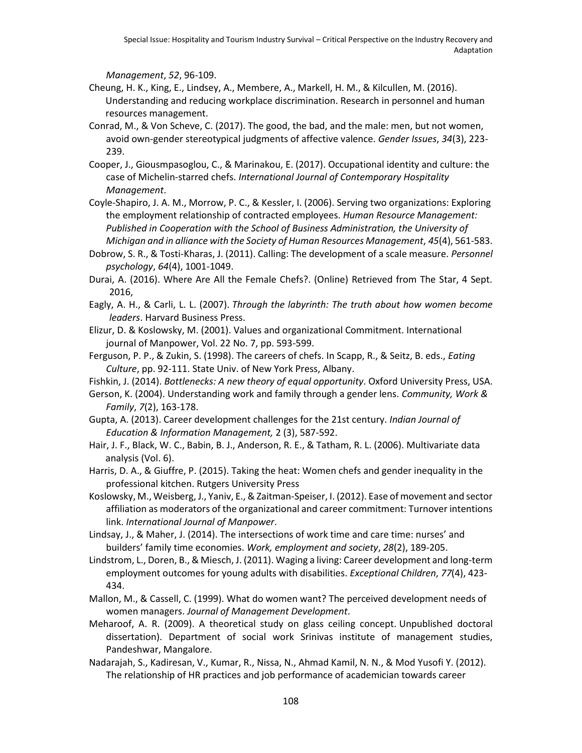*Management*, *52*, 96-109.

Cheung, H. K., King, E., Lindsey, A., Membere, A., Markell, H. M., & Kilcullen, M. (2016). Understanding and reducing workplace discrimination. Research in personnel and human resources management.

Conrad, M., & Von Scheve, C. (2017). The good, the bad, and the male: men, but not women, avoid own-gender stereotypical judgments of affective valence. *Gender Issues*, *34*(3), 223-239.

Cooper, J., Giousmpasoglou, C., & Marinakou, E. (2017). Occupational identity and culture: the case of Michelin-starred chefs. *International Journal of Contemporary Hospitality Management*.

Coyle-Shapiro, J. A. M., Morrow, P. C., & Kessler, I. (2006). Serving two organizations: Exploring the employment relationship of contracted employees. *Human Resource Management: Published in Cooperation with the School of Business Administration, the University of Michigan and in alliance with the Society of Human Resources Management*, *45*(4), 561-583.

Dobrow, S. R., & Tosti-Kharas, J. (2011). Calling: The development of a scale measure. *Personnel psychology*, *64*(4), 1001-1049.

Durai, A. (2016). Where Are All the Female Chefs?. (Online) Retrieved from The Star, 4 Sept. 2016,

Eagly, A. H., & Carli, L. L. (2007). *Through the labyrinth: The truth about how women become leaders*. Harvard Business Press.

Elizur, D. & Koslowsky, M. (2001). Values and organizational Commitment. International journal of Manpower, Vol. 22 No. 7, pp. 593-599.

Ferguson, P. P., & Zukin, S. (1998). The careers of chefs. In Scapp, R., & Seitz, B. eds., *Eating Culture*, pp. 92-111. State Univ. of New York Press, Albany.

Fishkin, J. (2014). *Bottlenecks: A new theory of equal opportunity*. Oxford University Press, USA.

Gerson, K. (2004). Understanding work and family through a gender lens. *Community, Work & Family*, *7*(2), 163-178.

Gupta, A. (2013). Career development challenges for the 21st century. *Indian Journal of Education & Information Management,* 2 (3), 587-592.

Hair, J. F., Black, W. C., Babin, B. J., Anderson, R. E., & Tatham, R. L. (2006). Multivariate data analysis (Vol. 6).

Harris, D. A., & Giuffre, P. (2015). Taking the heat: Women chefs and gender inequality in the professional kitchen. Rutgers University Press

Koslowsky, M., Weisberg, J., Yaniv, E., & Zaitman-Speiser, I. (2012). Ease of movement and sector affiliation as moderators of the organizational and career commitment: Turnover intentions link. *International Journal of Manpower*.

Lindsay, J., & Maher, J. (2014). The intersections of work time and care time: nurses' and builders' family time economies. *Work, employment and society*, *28*(2), 189-205.

Lindstrom, L., Doren, B., & Miesch, J. (2011). Waging a living: Career development and long-term employment outcomes for young adults with disabilities. *Exceptional Children*, *77*(4), 423-434.

Mallon, M., & Cassell, C. (1999). What do women want? The perceived development needs of women managers. *Journal of Management Development*.

Meharoof, A. R. (2009). A theoretical study on glass ceiling concept. Unpublished doctoral dissertation). Department of social work Srinivas institute of management studies, Pandeshwar, Mangalore.

Nadarajah, S., Kadiresan, V., Kumar, R., Nissa, N., Ahmad Kamil, N. N., & Mod Yusofi Y. (2012). The relationship of HR practices and job performance of academician towards career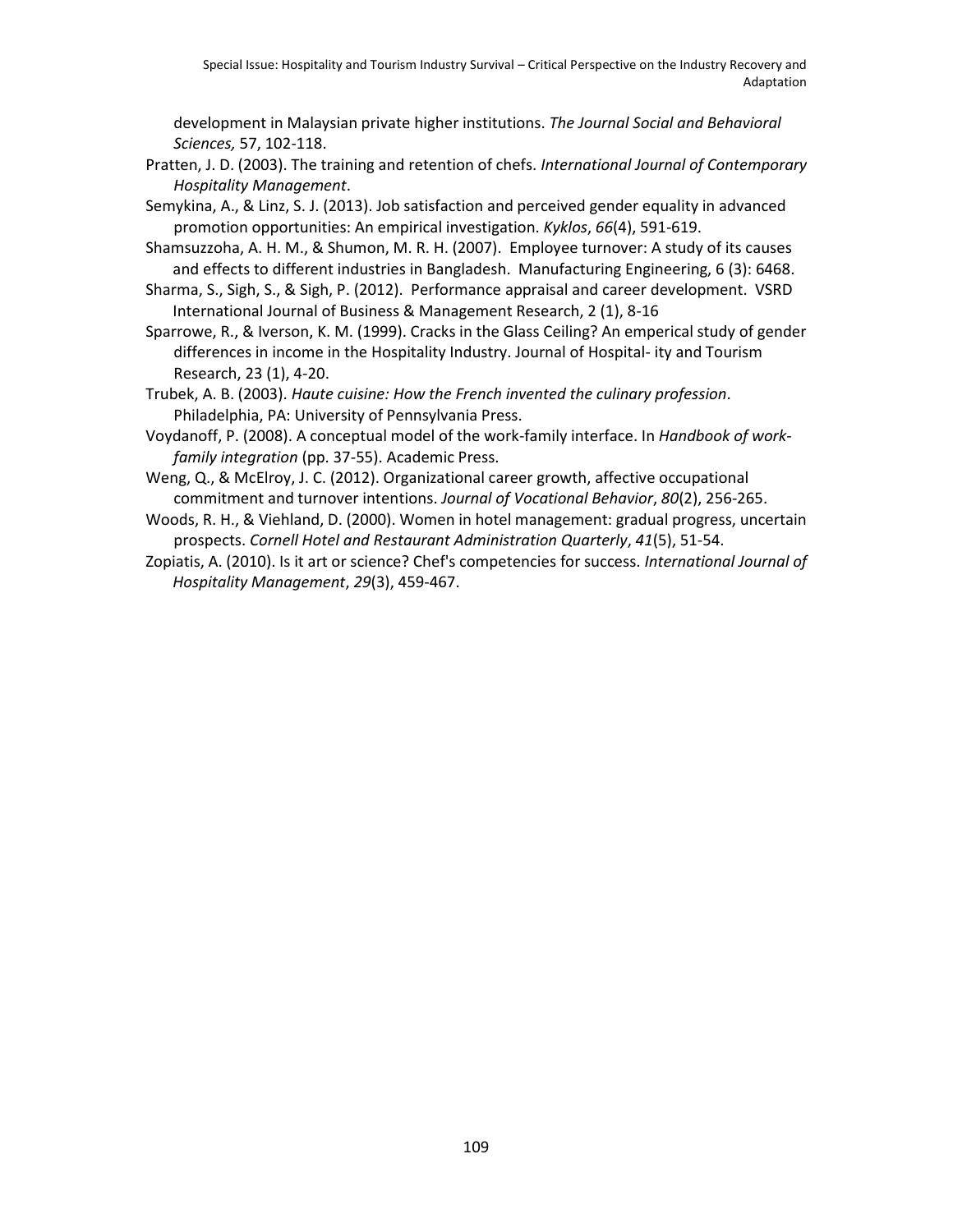development in Malaysian private higher institutions. *The Journal Social and Behavioral Sciences,* 57, 102-118.

Pratten, J. D. (2003). The training and retention of chefs. *International Journal of Contemporary Hospitality Management*.

Semykina, A., & Linz, S. J. (2013). Job satisfaction and perceived gender equality in advanced promotion opportunities: An empirical investigation. *Kyklos*, *66*(4), 591-619.

Shamsuzzoha, A. H. M., & Shumon, M. R. H. (2007). Employee turnover: A study of its causes and effects to different industries in Bangladesh. Manufacturing Engineering, 6 (3): 6468.

Sharma, S., Sigh, S., & Sigh, P. (2012). Performance appraisal and career development. VSRD International Journal of Business & Management Research, 2 (1), 8-16

Sparrowe, R., & Iverson, K. M. (1999). Cracks in the Glass Ceiling? An emperical study of gender differences in income in the Hospitality Industry. Journal of Hospital- ity and Tourism Research, 23 (1), 4-20.

Trubek, A. B. (2003). *Haute cuisine: How the French invented the culinary profession*. Philadelphia, PA: University of Pennsylvania Press.

Voydanoff, P. (2008). A conceptual model of the work-family interface. In *Handbook of work-family integration* (pp. 37-55). Academic Press.

Weng, Q., & McElroy, J. C. (2012). Organizational career growth, affective occupational commitment and turnover intentions. *Journal of Vocational Behavior*, *80*(2), 256-265.

Woods, R. H., & Viehland, D. (2000). Women in hotel management: gradual progress, uncertain prospects. *Cornell Hotel and Restaurant Administration Quarterly*, *41*(5), 51-54.

Zopiatis, A. (2010). Is it art or science? Chef's competencies for success. *International Journal of Hospitality Management*, *29*(3), 459-467.